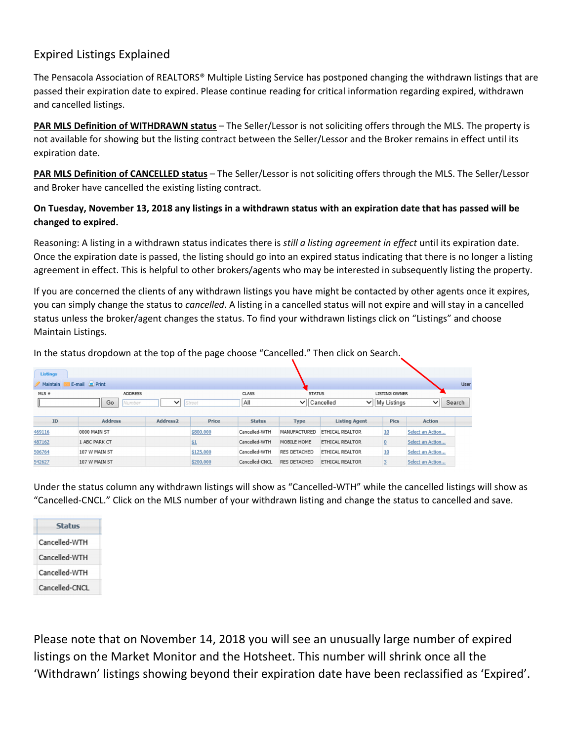# Expired Listings Explained

The Pensacola Association of REALTORS® Multiple Listing Service has postponed changing the withdrawn listings that are passed their expiration date to expired. Please continue reading for critical information regarding expired, withdrawn and cancelled listings.

**PAR MLS Definition of WITHDRAWN status** – The Seller/Lessor is not soliciting offers through the MLS. The property is not available for showing but the listing contract between the Seller/Lessor and the Broker remains in effect until its expiration date.

**PAR MLS Definition of CANCELLED status** – The Seller/Lessor is not soliciting offers through the MLS. The Seller/Lessor and Broker have cancelled the existing listing contract.

**On Tuesday, November 13, 2018 any listings in a withdrawn status with an expiration date that has passed will be changed to expired.**

Reasoning: A listing in a withdrawn status indicates there is *still a listing agreement in effect* until its expiration date. Once the expiration date is passed, the listing should go into an expired status indicating that there is no longer a listing agreement in effect. This is helpful to other brokers/agents who may be interested in subsequently listing the property.

If you are concerned the clients of any withdrawn listings you have might be contacted by other agents once it expires, you can simply change the status to *cancelled*. A listing in a cancelled status will not expire and will stay in a cancelled status unless the broker/agent changes the status. To find your withdrawn listings click on "Listings" and choose Maintain Listings.

In the status dropdown at the top of the page choose "Cancelled." Then click on Search.

| ID | Address | Address2 | Price | Status | Type | Listing Agent | Pics | Action |
|---|---|---|---|---|---|---|---|---|
| 469116 | 0000 MAIN ST | | $800,000 | Cancelled-WTH | MANUFACTURED | ETHICAL REALTOR | 10 | Select an Action... |
| 487162 | 1 ABC PARK CT | | $1 | Cancelled-WTH | MOBILE HOME | ETHICAL REALTOR | 0 | Select an Action... |
| 506764 | 107 W MAIN ST | | $125,000 | Cancelled-WTH | RES DETACHED | ETHICAL REALTOR | 10 | Select an Action... |
| 542627 | 107 W MAIN ST | | $200,000 | Cancelled-CNCL | RES DETACHED | ETHICAL REALTOR | 3 | Select an Action... |

Under the status column any withdrawn listings will show as "Cancelled-WTH" while the cancelled listings will show as "Cancelled-CNCL." Click on the MLS number of your withdrawn listing and change the status to cancelled and save.

| Status |
|---|
| Cancelled-WTH |
| Cancelled-WTH |
| Cancelled-WTH |
| Cancelled-CNCL |

Please note that on November 14, 2018 you will see an unusually large number of expired listings on the Market Monitor and the Hotsheet. This number will shrink once all the 'Withdrawn' listings showing beyond their expiration date have been reclassified as 'Expired'.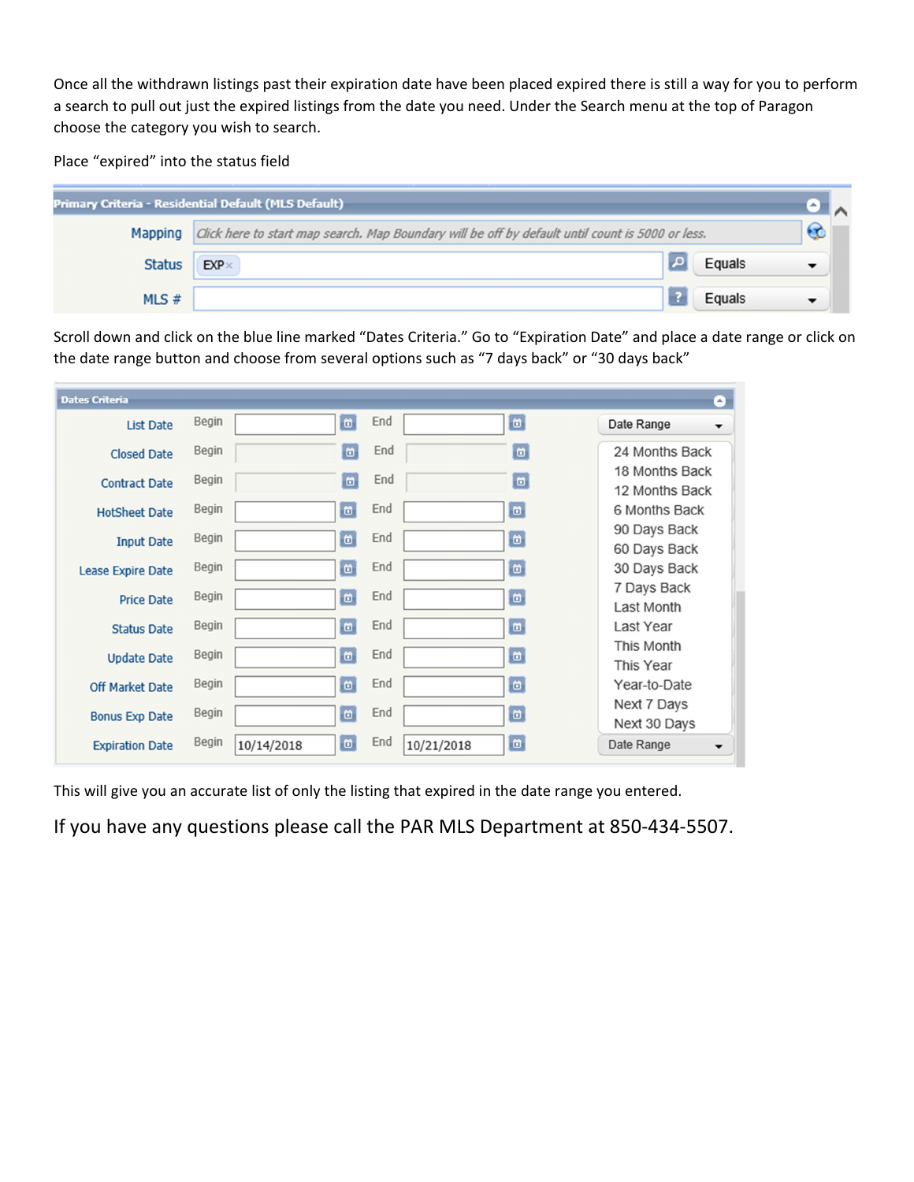Once all the withdrawn listings past their expiration date have been placed expired there is still a way for you to perform a search to pull out just the expired listings from the date you need. Under the Search menu at the top of Paragon choose the category you wish to search.

Place "expired" into the status field

Primary Criteria - Residential Default (MLS Default)

| | | |
|---|---|---|
| Mapping | Click here to start map search. Map Boundary will be off by default until count is 5000 or less. | |
| Status | EXP × | Equals |
| MLS # | | Equals |

Scroll down and click on the blue line marked "Dates Criteria." Go to "Expiration Date" and place a date range or click on the date range button and choose from several options such as "7 days back" or "30 days back"

Dates Criteria

| | | | | | |
|---|---|---|---|---|---|
| List Date | Begin | | End | | Date Range |
| Closed Date | Begin | | End | | 24 Months Back |
| Contract Date | Begin | | End | | 18 Months Back |
| HotSheet Date | Begin | | End | | 12 Months Back |
| Input Date | Begin | | End | | 6 Months Back |
| Lease Expire Date | Begin | | End | | 90 Days Back |
| Price Date | Begin | | End | | 60 Days Back |
| Status Date | Begin | | End | | 30 Days Back |
| Update Date | Begin | | End | | 7 Days Back |
| Off Market Date | Begin | | End | | Last Month |
| Bonus Exp Date | Begin | | End | | Last Year |
| | | | | | This Month |
| | | | | | This Year |
| | | | | | Year-to-Date |
| | | | | | Next 7 Days |
| | | | | | Next 30 Days |
| Expiration Date | Begin | 10/14/2018 | End | 10/21/2018 | Date Range |

This will give you an accurate list of only the listing that expired in the date range you entered.

If you have any questions please call the PAR MLS Department at 850-434-5507.